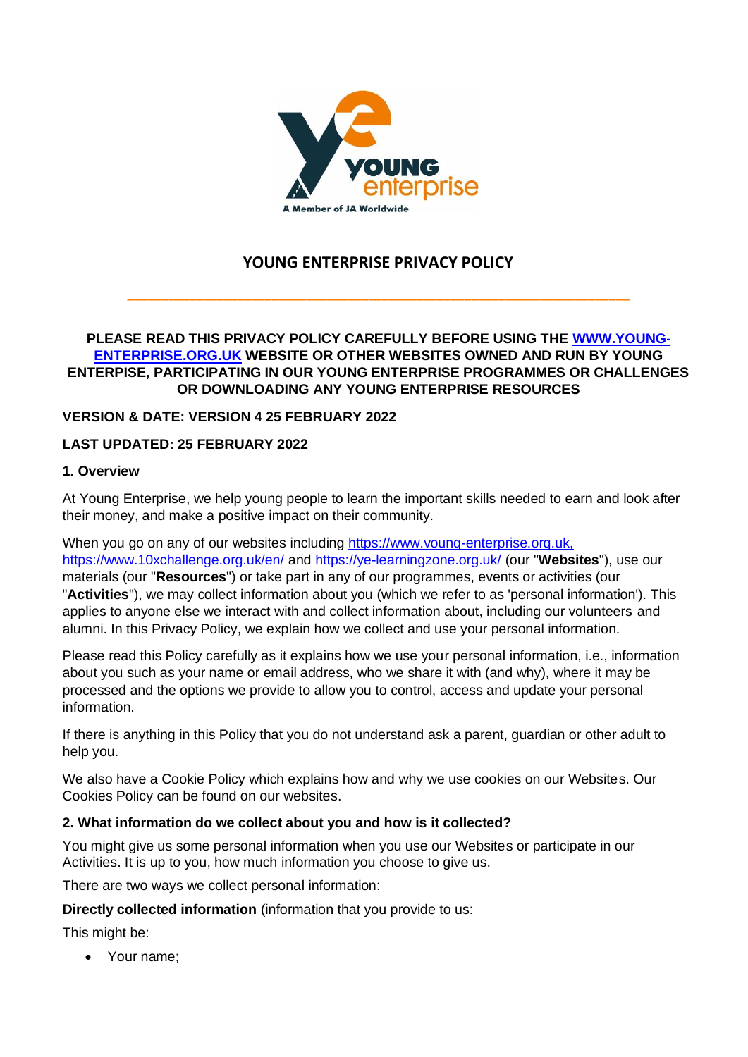# YOUNG ENTERPRISE PRIVACY POLICY

**PLEASE READ THIS PRIVACY POLICY CAREFULLY BEFORE USING THE [WWW.YOUNG-ENTERPRISE.ORG.UK](http://WWW.YOUNG-ENTERPRISE.ORG.UK) WEBSITE OR OTHER WEBSITES OWNED AND RUN BY YOUNG ENTERPRISE, PARTICIPATING IN OUR YOUNG ENTERPRISE PROGRAMMES OR CHALLENGES OR DOWNLOADING ANY YOUNG ENTERPRISE RESOURCES**

**VERSION & DATE: VERSION 4 25 FEBRUARY 2022**

**LAST UPDATED: 25 FEBRUARY 2022**

### 1. Overview

At Young Enterprise, we help young people to learn the important skills needed to earn and look after their money, and make a positive impact on their community.

When you go on any of our websites including https://www.young-enterprise.org.uk, https://www.10xchallenge.org.uk/en/ and https://ye-learningzone.org.uk/ (our "**Websites**"), use our materials (our "**Resources**") or take part in any of our programmes, events or activities (our "**Activities**"), we may collect information about you (which we refer to as 'personal information'). This applies to anyone else we interact with and collect information about, including our volunteers and alumni. In this Privacy Policy, we explain how we collect and use your personal information.

Please read this Policy carefully as it explains how we use your personal information, i.e., information about you such as your name or email address, who we share it with (and why), where it may be processed and the options we provide to allow you to control, access and update your personal information.

If there is anything in this Policy that you do not understand ask a parent, guardian or other adult to help you.

We also have a Cookie Policy which explains how and why we use cookies on our Websites. Our Cookies Policy can be found on our websites.

### 2. What information do we collect about you and how is it collected?

You might give us some personal information when you use our Websites or participate in our Activities. It is up to you, how much information you choose to give us.

There are two ways we collect personal information:

**Directly collected information** (information that you provide to us:

This might be:

- Your name;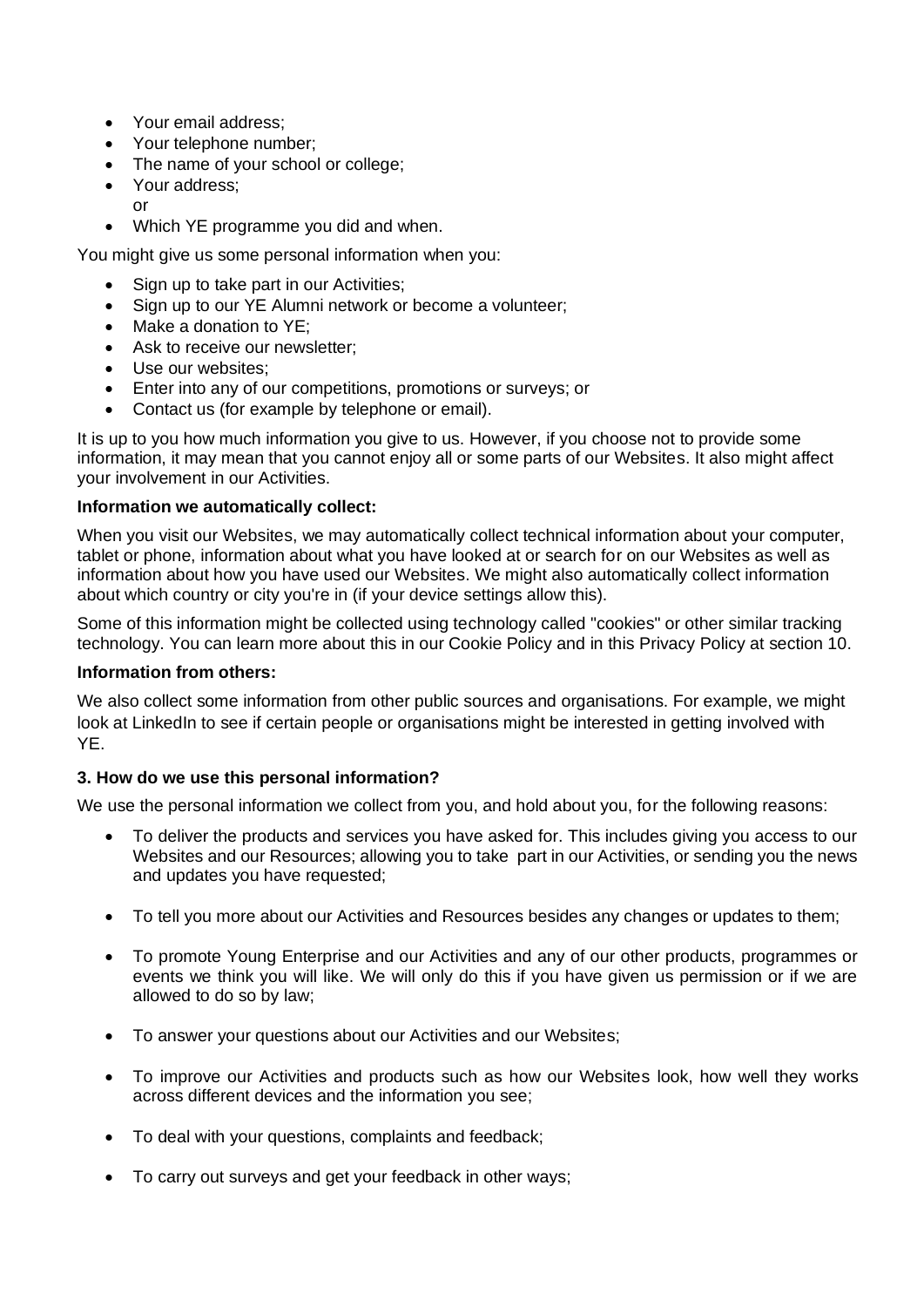- Your email address;
- Your telephone number;
- The name of your school or college;
- Your address;
  or
- Which YE programme you did and when.

You might give us some personal information when you:

- Sign up to take part in our Activities;
- Sign up to our YE Alumni network or become a volunteer;
- Make a donation to YE;
- Ask to receive our newsletter;
- Use our websites;
- Enter into any of our competitions, promotions or surveys; or
- Contact us (for example by telephone or email).

It is up to you how much information you give to us. However, if you choose not to provide some information, it may mean that you cannot enjoy all or some parts of our Websites. It also might affect your involvement in our Activities.

**Information we automatically collect:**

When you visit our Websites, we may automatically collect technical information about your computer, tablet or phone, information about what you have looked at or search for on our Websites as well as information about how you have used our Websites. We might also automatically collect information about which country or city you're in (if your device settings allow this).

Some of this information might be collected using technology called "cookies" or other similar tracking technology. You can learn more about this in our Cookie Policy and in this Privacy Policy at section 10.

**Information from others:**

We also collect some information from other public sources and organisations. For example, we might look at LinkedIn to see if certain people or organisations might be interested in getting involved with YE.

**3. How do we use this personal information?**

We use the personal information we collect from you, and hold about you, for the following reasons:

- To deliver the products and services you have asked for. This includes giving you access to our Websites and our Resources; allowing you to take part in our Activities, or sending you the news and updates you have requested;

- To tell you more about our Activities and Resources besides any changes or updates to them;

- To promote Young Enterprise and our Activities and any of our other products, programmes or events we think you will like. We will only do this if you have given us permission or if we are allowed to do so by law;

- To answer your questions about our Activities and our Websites;

- To improve our Activities and products such as how our Websites look, how well they works across different devices and the information you see;

- To deal with your questions, complaints and feedback;

- To carry out surveys and get your feedback in other ways;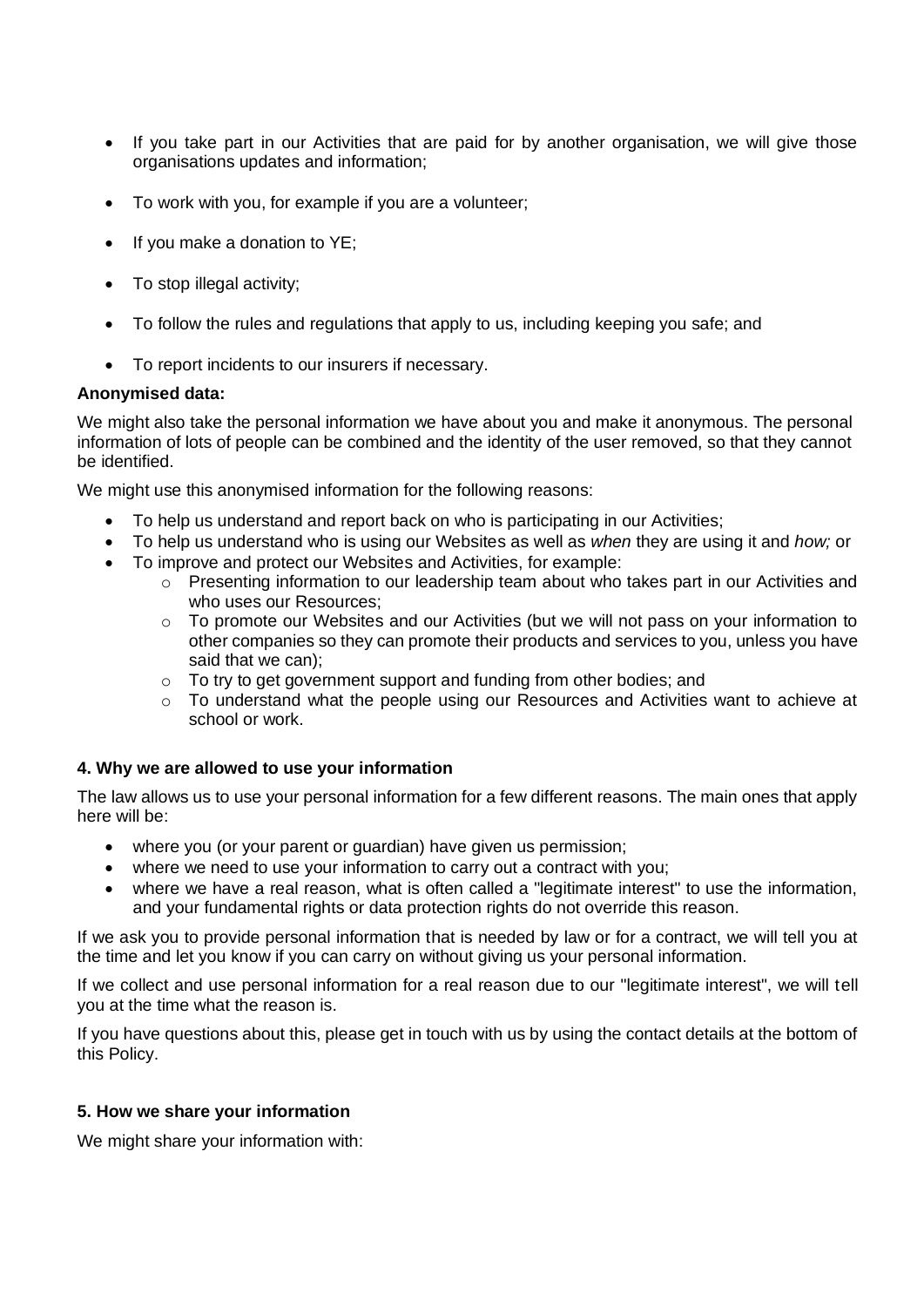- If you take part in our Activities that are paid for by another organisation, we will give those organisations updates and information;
- To work with you, for example if you are a volunteer;
- If you make a donation to YE;
- To stop illegal activity;
- To follow the rules and regulations that apply to us, including keeping you safe; and
- To report incidents to our insurers if necessary.

**Anonymised data:**

We might also take the personal information we have about you and make it anonymous. The personal information of lots of people can be combined and the identity of the user removed, so that they cannot be identified.

We might use this anonymised information for the following reasons:

- To help us understand and report back on who is participating in our Activities;
- To help us understand who is using our Websites as well as *when* they are using it and *how;* or
- To improve and protect our Websites and Activities, for example:
  - Presenting information to our leadership team about who takes part in our Activities and who uses our Resources;
  - To promote our Websites and our Activities (but we will not pass on your information to other companies so they can promote their products and services to you, unless you have said that we can);
  - To try to get government support and funding from other bodies; and
  - To understand what the people using our Resources and Activities want to achieve at school or work.

**4. Why we are allowed to use your information**

The law allows us to use your personal information for a few different reasons. The main ones that apply here will be:

- where you (or your parent or guardian) have given us permission;
- where we need to use your information to carry out a contract with you;
- where we have a real reason, what is often called a "legitimate interest" to use the information, and your fundamental rights or data protection rights do not override this reason.

If we ask you to provide personal information that is needed by law or for a contract, we will tell you at the time and let you know if you can carry on without giving us your personal information.

If we collect and use personal information for a real reason due to our "legitimate interest", we will tell you at the time what the reason is.

If you have questions about this, please get in touch with us by using the contact details at the bottom of this Policy.

**5. How we share your information**

We might share your information with: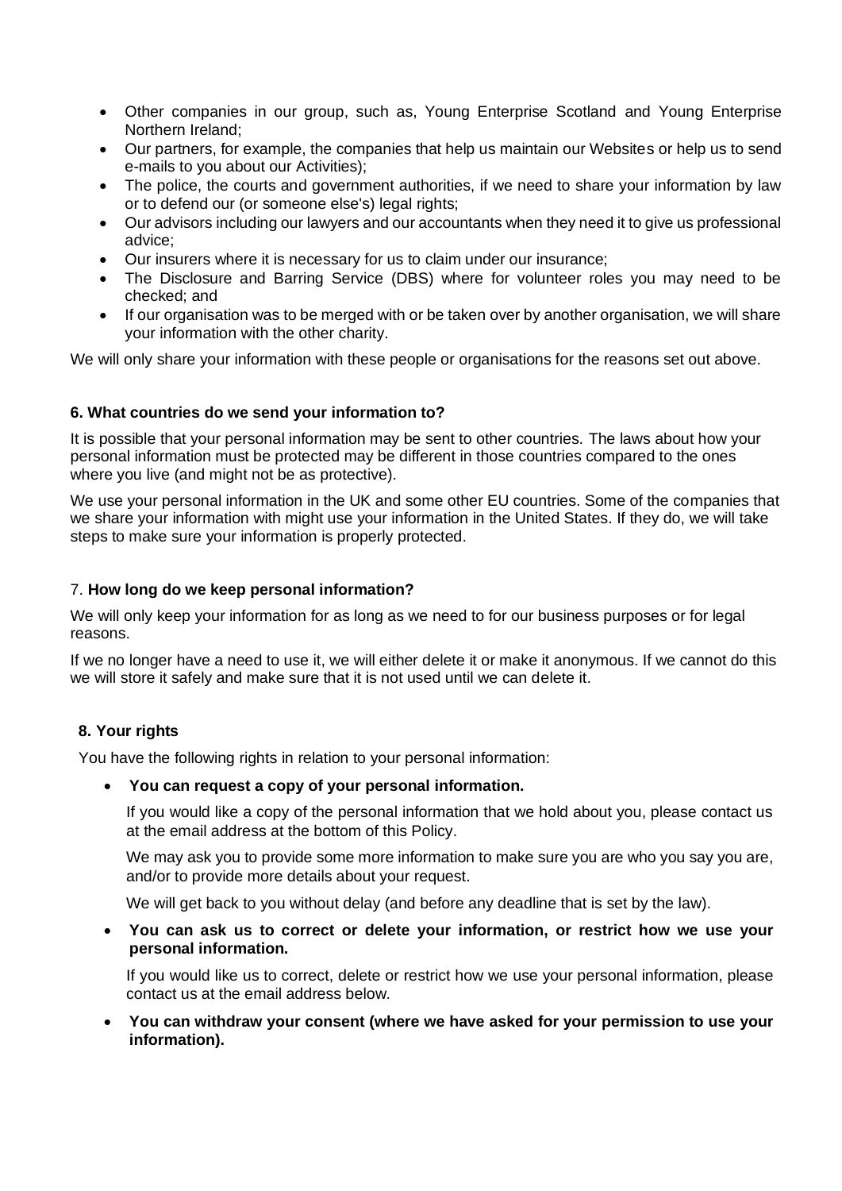- Other companies in our group, such as, Young Enterprise Scotland and Young Enterprise Northern Ireland;
- Our partners, for example, the companies that help us maintain our Websites or help us to send e-mails to you about our Activities);
- The police, the courts and government authorities, if we need to share your information by law or to defend our (or someone else's) legal rights;
- Our advisors including our lawyers and our accountants when they need it to give us professional advice;
- Our insurers where it is necessary for us to claim under our insurance;
- The Disclosure and Barring Service (DBS) where for volunteer roles you may need to be checked; and
- If our organisation was to be merged with or be taken over by another organisation, we will share your information with the other charity.

We will only share your information with these people or organisations for the reasons set out above.

## 6. What countries do we send your information to?

It is possible that your personal information may be sent to other countries. The laws about how your personal information must be protected may be different in those countries compared to the ones where you live (and might not be as protective).

We use your personal information in the UK and some other EU countries. Some of the companies that we share your information with might use your information in the United States. If they do, we will take steps to make sure your information is properly protected.

## 7. How long do we keep personal information?

We will only keep your information for as long as we need to for our business purposes or for legal reasons.

If we no longer have a need to use it, we will either delete it or make it anonymous. If we cannot do this we will store it safely and make sure that it is not used until we can delete it.

## 8. Your rights

You have the following rights in relation to your personal information:

- **You can request a copy of your personal information.**

  If you would like a copy of the personal information that we hold about you, please contact us at the email address at the bottom of this Policy.

  We may ask you to provide some more information to make sure you are who you say you are, and/or to provide more details about your request.

  We will get back to you without delay (and before any deadline that is set by the law).

- **You can ask us to correct or delete your information, or restrict how we use your personal information.**

  If you would like us to correct, delete or restrict how we use your personal information, please contact us at the email address below.

- **You can withdraw your consent (where we have asked for your permission to use your information).**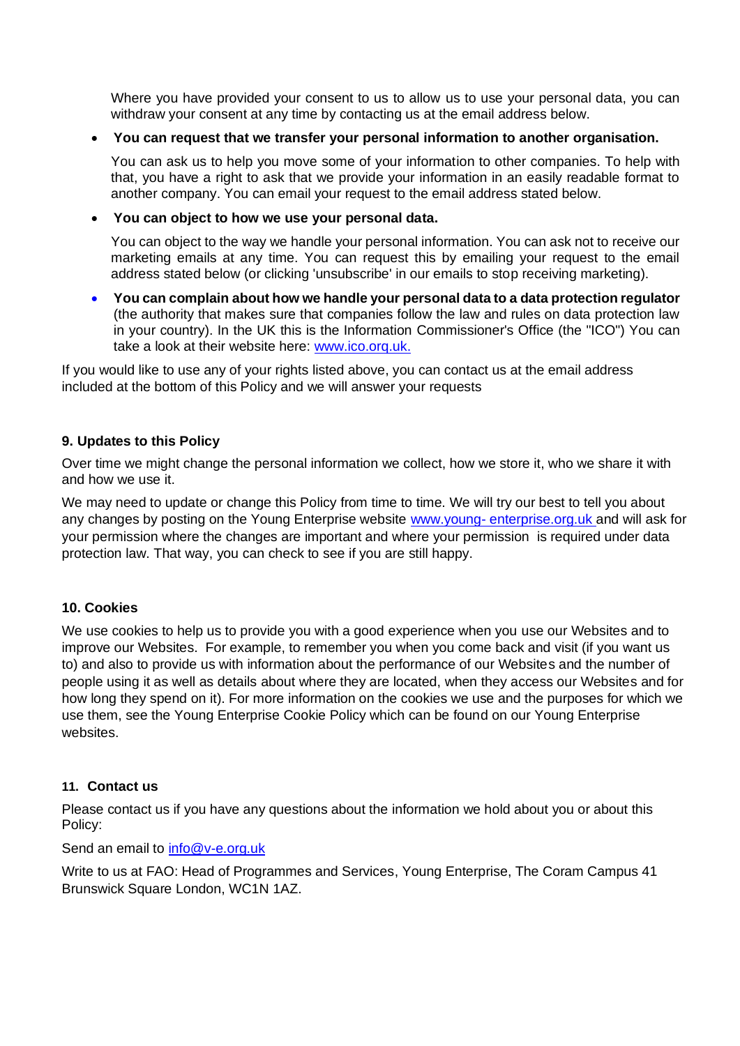Where you have provided your consent to us to allow us to use your personal data, you can withdraw your consent at any time by contacting us at the email address below.

- **You can request that we transfer your personal information to another organisation.**

  You can ask us to help you move some of your information to other companies. To help with that, you have a right to ask that we provide your information in an easily readable format to another company. You can email your request to the email address stated below.

- **You can object to how we use your personal data.**

  You can object to the way we handle your personal information. You can ask not to receive our marketing emails at any time. You can request this by emailing your request to the email address stated below (or clicking 'unsubscribe' in our emails to stop receiving marketing).

- **You can complain about how we handle your personal data to a data protection regulator** (the authority that makes sure that companies follow the law and rules on data protection law in your country). In the UK this is the Information Commissioner's Office (the "ICO") You can take a look at their website here: www.ico.org.uk.

If you would like to use any of your rights listed above, you can contact us at the email address included at the bottom of this Policy and we will answer your requests

### 9. Updates to this Policy

Over time we might change the personal information we collect, how we store it, who we share it with and how we use it.

We may need to update or change this Policy from time to time. We will try our best to tell you about any changes by posting on the Young Enterprise website www.young- enterprise.org.uk and will ask for your permission where the changes are important and where your permission is required under data protection law. That way, you can check to see if you are still happy.

### 10. Cookies

We use cookies to help us to provide you with a good experience when you use our Websites and to improve our Websites. For example, to remember you when you come back and visit (if you want us to) and also to provide us with information about the performance of our Websites and the number of people using it as well as details about where they are located, when they access our Websites and for how long they spend on it). For more information on the cookies we use and the purposes for which we use them, see the Young Enterprise Cookie Policy which can be found on our Young Enterprise websites.

### 11. Contact us

Please contact us if you have any questions about the information we hold about you or about this Policy:

Send an email to info@y-e.org.uk

Write to us at FAO: Head of Programmes and Services, Young Enterprise, The Coram Campus 41 Brunswick Square London, WC1N 1AZ.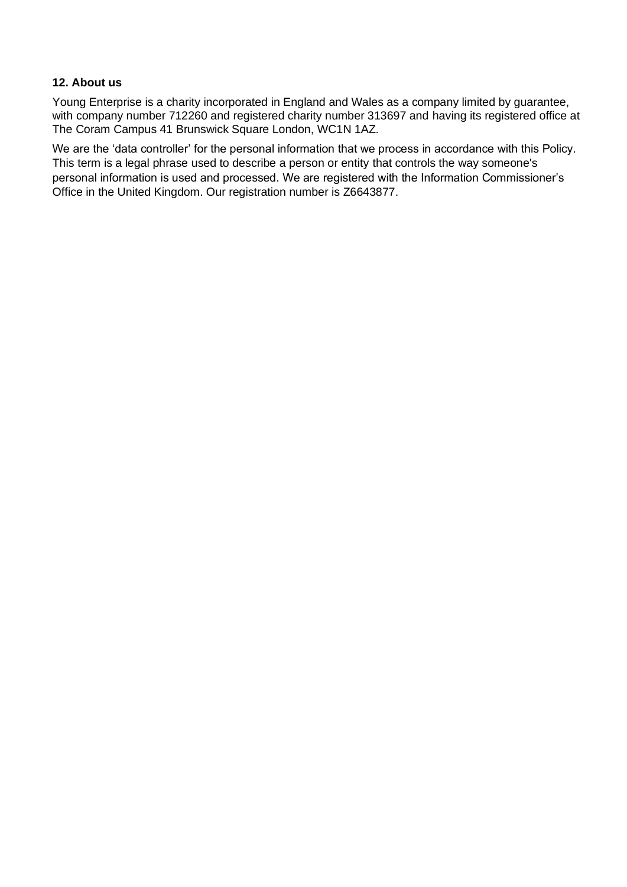**12. About us**

Young Enterprise is a charity incorporated in England and Wales as a company limited by guarantee, with company number 712260 and registered charity number 313697 and having its registered office at The Coram Campus 41 Brunswick Square London, WC1N 1AZ.

We are the 'data controller' for the personal information that we process in accordance with this Policy. This term is a legal phrase used to describe a person or entity that controls the way someone's personal information is used and processed. We are registered with the Information Commissioner's Office in the United Kingdom. Our registration number is Z6643877.